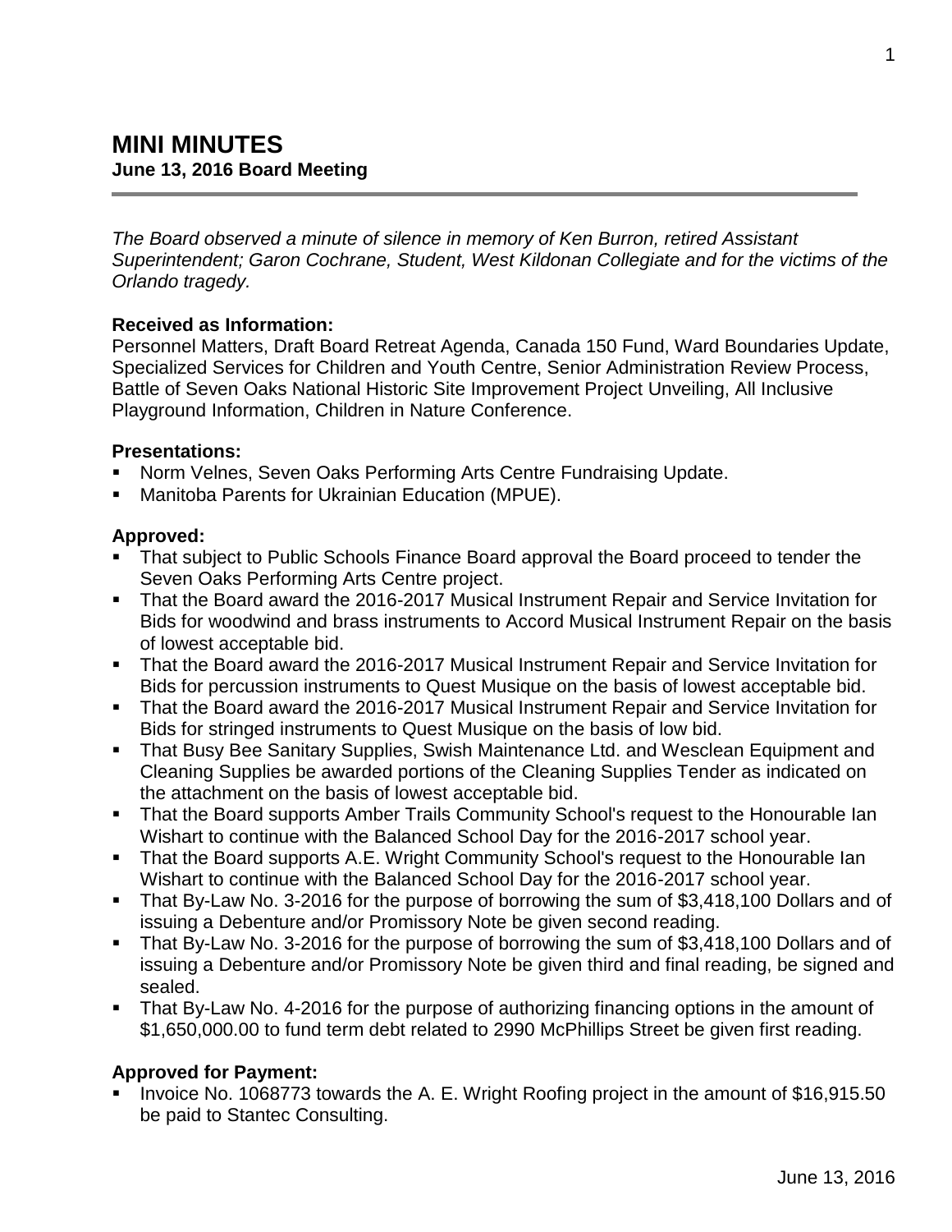# MINI MINUTES
**June 13, 2016 Board Meeting**

---

*The Board observed a minute of silence in memory of Ken Burron, retired Assistant Superintendent; Garon Cochrane, Student, West Kildonan Collegiate and for the victims of the Orlando tragedy.*

**Received as Information:**
Personnel Matters, Draft Board Retreat Agenda, Canada 150 Fund, Ward Boundaries Update, Specialized Services for Children and Youth Centre, Senior Administration Review Process, Battle of Seven Oaks National Historic Site Improvement Project Unveiling, All Inclusive Playground Information, Children in Nature Conference.

**Presentations:**
- Norm Velnes, Seven Oaks Performing Arts Centre Fundraising Update.
- Manitoba Parents for Ukrainian Education (MPUE).

**Approved:**
- That subject to Public Schools Finance Board approval the Board proceed to tender the Seven Oaks Performing Arts Centre project.
- That the Board award the 2016-2017 Musical Instrument Repair and Service Invitation for Bids for woodwind and brass instruments to Accord Musical Instrument Repair on the basis of lowest acceptable bid.
- That the Board award the 2016-2017 Musical Instrument Repair and Service Invitation for Bids for percussion instruments to Quest Musique on the basis of lowest acceptable bid.
- That the Board award the 2016-2017 Musical Instrument Repair and Service Invitation for Bids for stringed instruments to Quest Musique on the basis of low bid.
- That Busy Bee Sanitary Supplies, Swish Maintenance Ltd. and Wesclean Equipment and Cleaning Supplies be awarded portions of the Cleaning Supplies Tender as indicated on the attachment on the basis of lowest acceptable bid.
- That the Board supports Amber Trails Community School's request to the Honourable Ian Wishart to continue with the Balanced School Day for the 2016-2017 school year.
- That the Board supports A.E. Wright Community School's request to the Honourable Ian Wishart to continue with the Balanced School Day for the 2016-2017 school year.
- That By-Law No. 3-2016 for the purpose of borrowing the sum of $3,418,100 Dollars and of issuing a Debenture and/or Promissory Note be given second reading.
- That By-Law No. 3-2016 for the purpose of borrowing the sum of $3,418,100 Dollars and of issuing a Debenture and/or Promissory Note be given third and final reading, be signed and sealed.
- That By-Law No. 4-2016 for the purpose of authorizing financing options in the amount of $1,650,000.00 to fund term debt related to 2990 McPhillips Street be given first reading.

**Approved for Payment:**
- Invoice No. 1068773 towards the A. E. Wright Roofing project in the amount of $16,915.50 be paid to Stantec Consulting.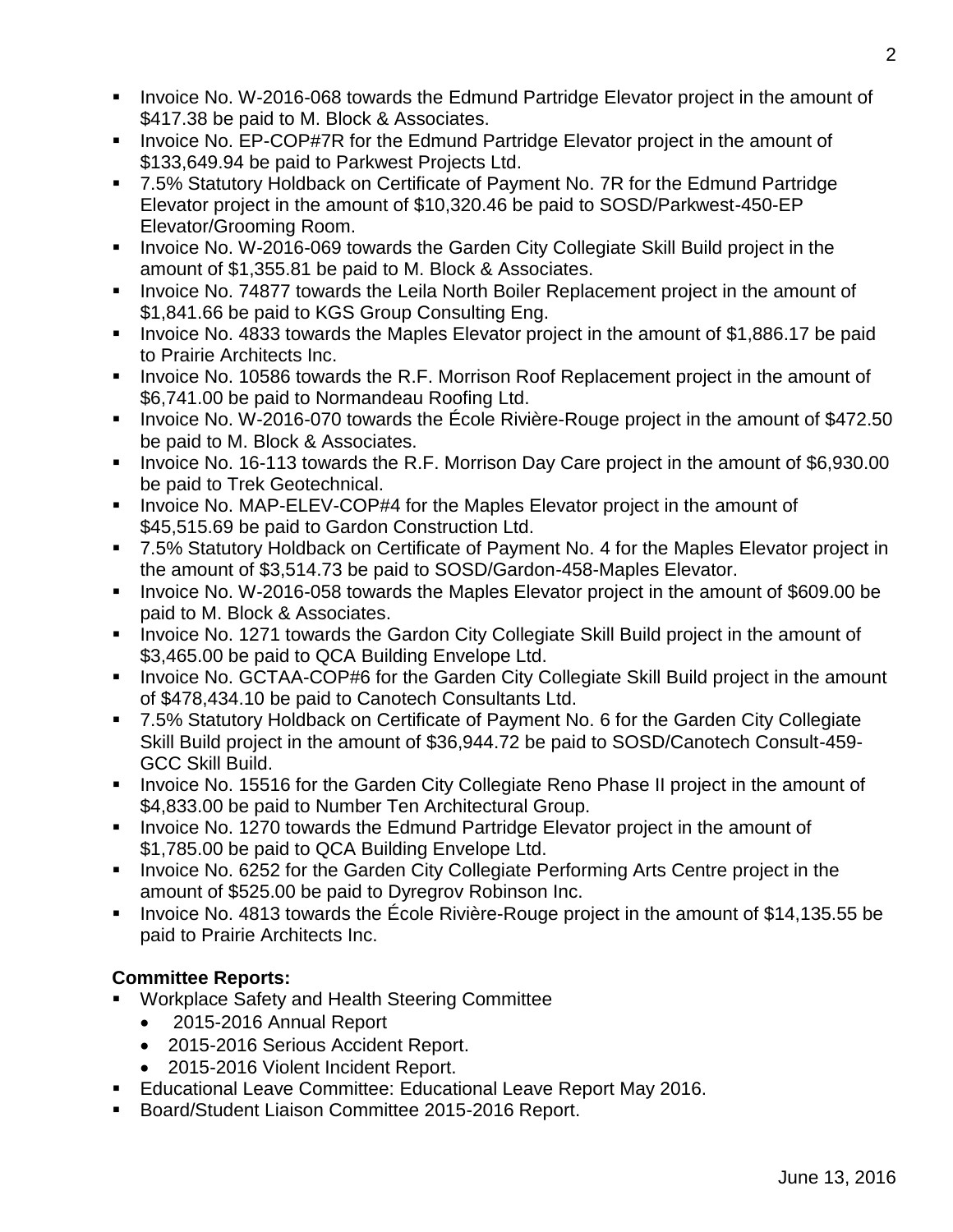- Invoice No. W-2016-068 towards the Edmund Partridge Elevator project in the amount of $417.38 be paid to M. Block & Associates.
- Invoice No. EP-COP#7R for the Edmund Partridge Elevator project in the amount of $133,649.94 be paid to Parkwest Projects Ltd.
- 7.5% Statutory Holdback on Certificate of Payment No. 7R for the Edmund Partridge Elevator project in the amount of $10,320.46 be paid to SOSD/Parkwest-450-EP Elevator/Grooming Room.
- Invoice No. W-2016-069 towards the Garden City Collegiate Skill Build project in the amount of $1,355.81 be paid to M. Block & Associates.
- Invoice No. 74877 towards the Leila North Boiler Replacement project in the amount of $1,841.66 be paid to KGS Group Consulting Eng.
- Invoice No. 4833 towards the Maples Elevator project in the amount of $1,886.17 be paid to Prairie Architects Inc.
- Invoice No. 10586 towards the R.F. Morrison Roof Replacement project in the amount of $6,741.00 be paid to Normandeau Roofing Ltd.
- Invoice No. W-2016-070 towards the École Rivière-Rouge project in the amount of $472.50 be paid to M. Block & Associates.
- Invoice No. 16-113 towards the R.F. Morrison Day Care project in the amount of $6,930.00 be paid to Trek Geotechnical.
- Invoice No. MAP-ELEV-COP#4 for the Maples Elevator project in the amount of $45,515.69 be paid to Gardon Construction Ltd.
- 7.5% Statutory Holdback on Certificate of Payment No. 4 for the Maples Elevator project in the amount of $3,514.73 be paid to SOSD/Gardon-458-Maples Elevator.
- Invoice No. W-2016-058 towards the Maples Elevator project in the amount of $609.00 be paid to M. Block & Associates.
- Invoice No. 1271 towards the Gardon City Collegiate Skill Build project in the amount of $3,465.00 be paid to QCA Building Envelope Ltd.
- Invoice No. GCTAA-COP#6 for the Garden City Collegiate Skill Build project in the amount of $478,434.10 be paid to Canotech Consultants Ltd.
- 7.5% Statutory Holdback on Certificate of Payment No. 6 for the Garden City Collegiate Skill Build project in the amount of $36,944.72 be paid to SOSD/Canotech Consult-459-GCC Skill Build.
- Invoice No. 15516 for the Garden City Collegiate Reno Phase II project in the amount of $4,833.00 be paid to Number Ten Architectural Group.
- Invoice No. 1270 towards the Edmund Partridge Elevator project in the amount of $1,785.00 be paid to QCA Building Envelope Ltd.
- Invoice No. 6252 for the Garden City Collegiate Performing Arts Centre project in the amount of $525.00 be paid to Dyregrov Robinson Inc.
- Invoice No. 4813 towards the École Rivière-Rouge project in the amount of $14,135.55 be paid to Prairie Architects Inc.

**Committee Reports:**

- Workplace Safety and Health Steering Committee
  - 2015-2016 Annual Report
  - 2015-2016 Serious Accident Report.
  - 2015-2016 Violent Incident Report.
- Educational Leave Committee: Educational Leave Report May 2016.
- Board/Student Liaison Committee 2015-2016 Report.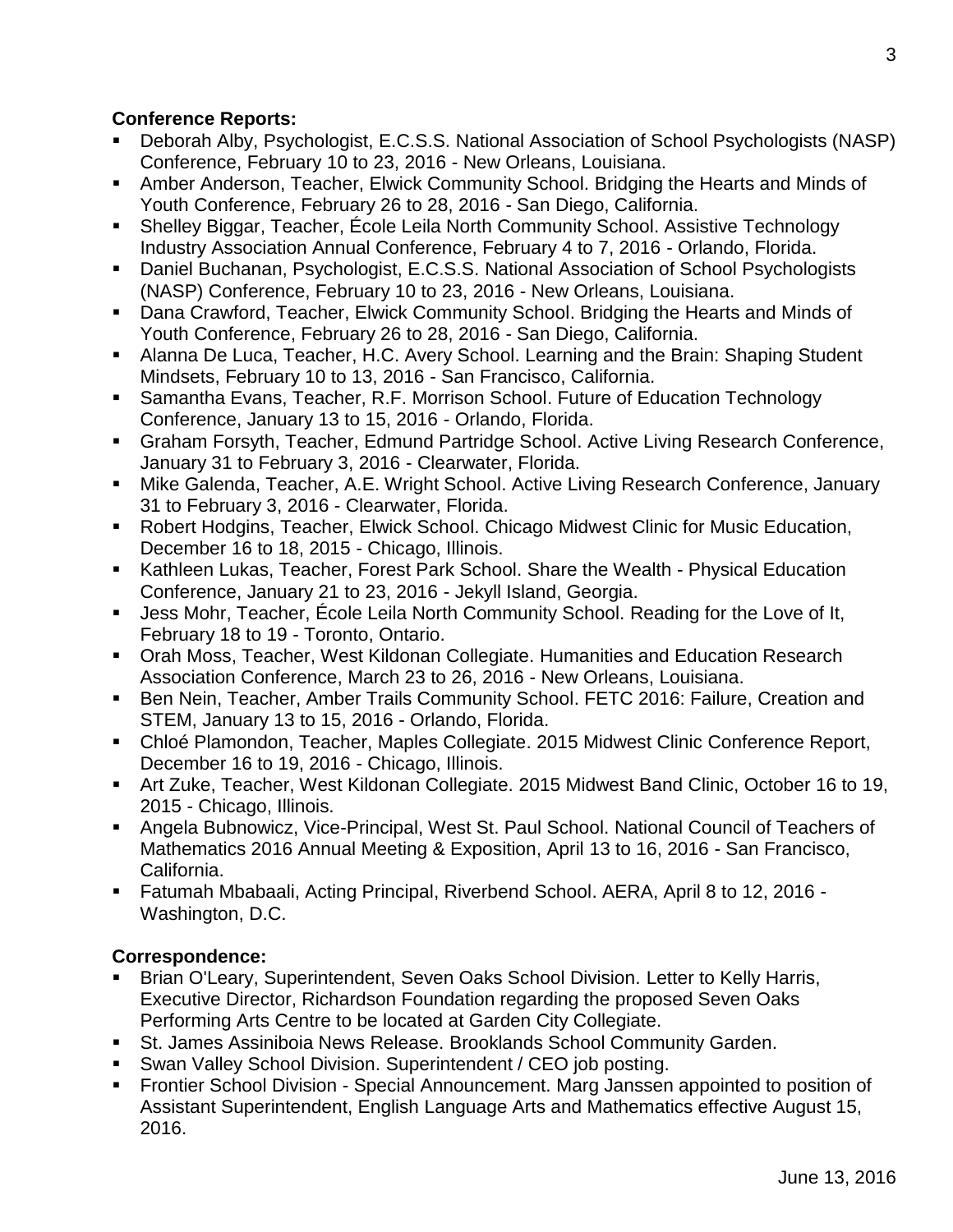**Conference Reports:**

- Deborah Alby, Psychologist, E.C.S.S. National Association of School Psychologists (NASP) Conference, February 10 to 23, 2016 - New Orleans, Louisiana.
- Amber Anderson, Teacher, Elwick Community School. Bridging the Hearts and Minds of Youth Conference, February 26 to 28, 2016 - San Diego, California.
- Shelley Biggar, Teacher, École Leila North Community School. Assistive Technology Industry Association Annual Conference, February 4 to 7, 2016 - Orlando, Florida.
- Daniel Buchanan, Psychologist, E.C.S.S. National Association of School Psychologists (NASP) Conference, February 10 to 23, 2016 - New Orleans, Louisiana.
- Dana Crawford, Teacher, Elwick Community School. Bridging the Hearts and Minds of Youth Conference, February 26 to 28, 2016 - San Diego, California.
- Alanna De Luca, Teacher, H.C. Avery School. Learning and the Brain: Shaping Student Mindsets, February 10 to 13, 2016 - San Francisco, California.
- Samantha Evans, Teacher, R.F. Morrison School. Future of Education Technology Conference, January 13 to 15, 2016 - Orlando, Florida.
- Graham Forsyth, Teacher, Edmund Partridge School. Active Living Research Conference, January 31 to February 3, 2016 - Clearwater, Florida.
- Mike Galenda, Teacher, A.E. Wright School. Active Living Research Conference, January 31 to February 3, 2016 - Clearwater, Florida.
- Robert Hodgins, Teacher, Elwick School. Chicago Midwest Clinic for Music Education, December 16 to 18, 2015 - Chicago, Illinois.
- Kathleen Lukas, Teacher, Forest Park School. Share the Wealth - Physical Education Conference, January 21 to 23, 2016 - Jekyll Island, Georgia.
- Jess Mohr, Teacher, École Leila North Community School. Reading for the Love of It, February 18 to 19 - Toronto, Ontario.
- Orah Moss, Teacher, West Kildonan Collegiate. Humanities and Education Research Association Conference, March 23 to 26, 2016 - New Orleans, Louisiana.
- Ben Nein, Teacher, Amber Trails Community School. FETC 2016: Failure, Creation and STEM, January 13 to 15, 2016 - Orlando, Florida.
- Chloé Plamondon, Teacher, Maples Collegiate. 2015 Midwest Clinic Conference Report, December 16 to 19, 2016 - Chicago, Illinois.
- Art Zuke, Teacher, West Kildonan Collegiate. 2015 Midwest Band Clinic, October 16 to 19, 2015 - Chicago, Illinois.
- Angela Bubnowicz, Vice-Principal, West St. Paul School. National Council of Teachers of Mathematics 2016 Annual Meeting & Exposition, April 13 to 16, 2016 - San Francisco, California.
- Fatumah Mbabaali, Acting Principal, Riverbend School. AERA, April 8 to 12, 2016 - Washington, D.C.

**Correspondence:**

- Brian O'Leary, Superintendent, Seven Oaks School Division. Letter to Kelly Harris, Executive Director, Richardson Foundation regarding the proposed Seven Oaks Performing Arts Centre to be located at Garden City Collegiate.
- St. James Assiniboia News Release. Brooklands School Community Garden.
- Swan Valley School Division. Superintendent / CEO job posting.
- Frontier School Division - Special Announcement. Marg Janssen appointed to position of Assistant Superintendent, English Language Arts and Mathematics effective August 15, 2016.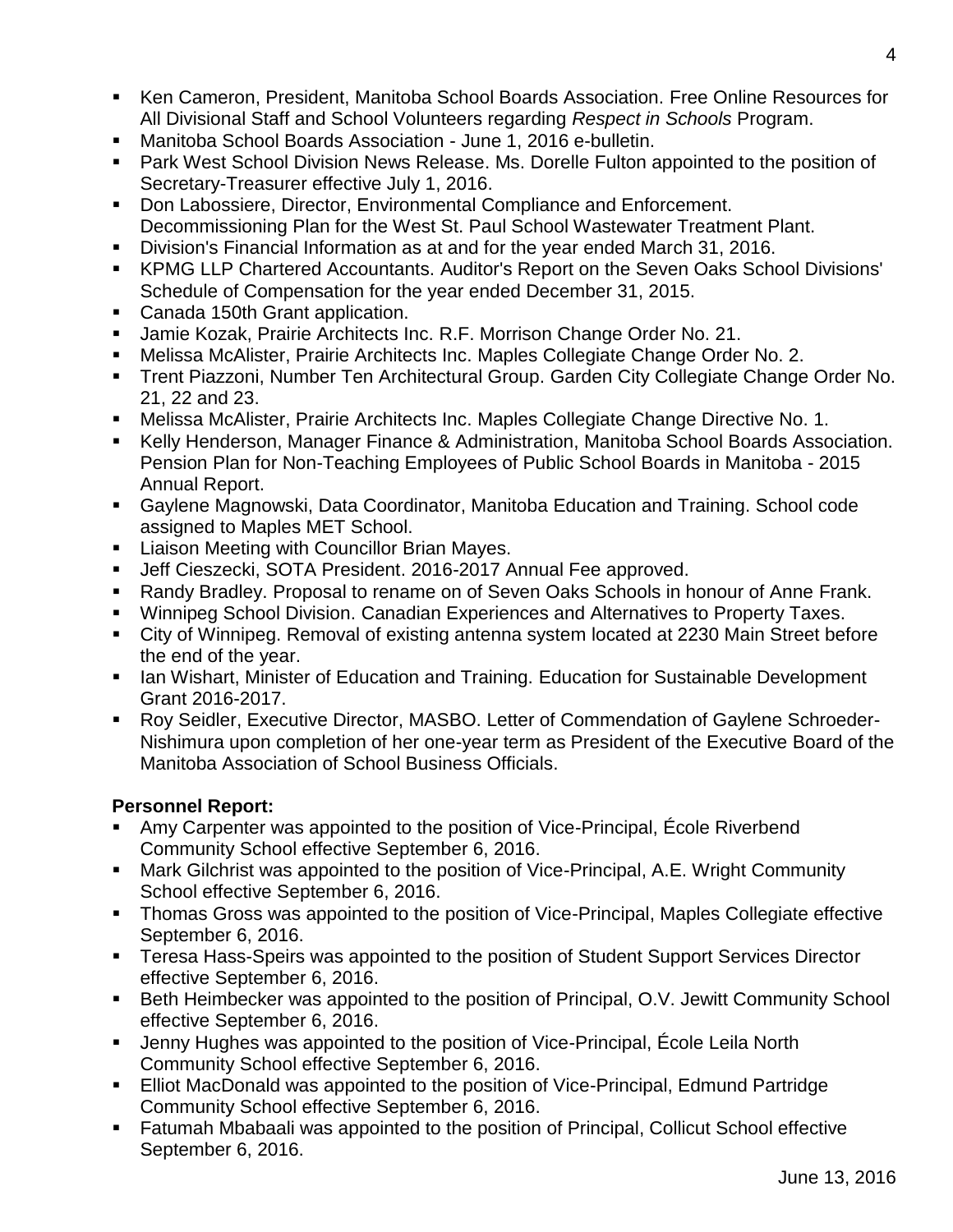- Ken Cameron, President, Manitoba School Boards Association. Free Online Resources for All Divisional Staff and School Volunteers regarding *Respect in Schools* Program.
- Manitoba School Boards Association - June 1, 2016 e-bulletin.
- Park West School Division News Release. Ms. Dorelle Fulton appointed to the position of Secretary-Treasurer effective July 1, 2016.
- Don Labossiere, Director, Environmental Compliance and Enforcement. Decommissioning Plan for the West St. Paul School Wastewater Treatment Plant.
- Division's Financial Information as at and for the year ended March 31, 2016.
- KPMG LLP Chartered Accountants. Auditor's Report on the Seven Oaks School Divisions' Schedule of Compensation for the year ended December 31, 2015.
- Canada 150th Grant application.
- Jamie Kozak, Prairie Architects Inc. R.F. Morrison Change Order No. 21.
- Melissa McAlister, Prairie Architects Inc. Maples Collegiate Change Order No. 2.
- Trent Piazzoni, Number Ten Architectural Group. Garden City Collegiate Change Order No. 21, 22 and 23.
- Melissa McAlister, Prairie Architects Inc. Maples Collegiate Change Directive No. 1.
- Kelly Henderson, Manager Finance & Administration, Manitoba School Boards Association. Pension Plan for Non-Teaching Employees of Public School Boards in Manitoba - 2015 Annual Report.
- Gaylene Magnowski, Data Coordinator, Manitoba Education and Training. School code assigned to Maples MET School.
- Liaison Meeting with Councillor Brian Mayes.
- Jeff Cieszecki, SOTA President. 2016-2017 Annual Fee approved.
- Randy Bradley. Proposal to rename on of Seven Oaks Schools in honour of Anne Frank.
- Winnipeg School Division. Canadian Experiences and Alternatives to Property Taxes.
- City of Winnipeg. Removal of existing antenna system located at 2230 Main Street before the end of the year.
- Ian Wishart, Minister of Education and Training. Education for Sustainable Development Grant 2016-2017.
- Roy Seidler, Executive Director, MASBO. Letter of Commendation of Gaylene Schroeder-Nishimura upon completion of her one-year term as President of the Executive Board of the Manitoba Association of School Business Officials.

**Personnel Report:**

- Amy Carpenter was appointed to the position of Vice-Principal, École Riverbend Community School effective September 6, 2016.
- Mark Gilchrist was appointed to the position of Vice-Principal, A.E. Wright Community School effective September 6, 2016.
- Thomas Gross was appointed to the position of Vice-Principal, Maples Collegiate effective September 6, 2016.
- Teresa Hass-Speirs was appointed to the position of Student Support Services Director effective September 6, 2016.
- Beth Heimbecker was appointed to the position of Principal, O.V. Jewitt Community School effective September 6, 2016.
- Jenny Hughes was appointed to the position of Vice-Principal, École Leila North Community School effective September 6, 2016.
- Elliot MacDonald was appointed to the position of Vice-Principal, Edmund Partridge Community School effective September 6, 2016.
- Fatumah Mbabaali was appointed to the position of Principal, Collicut School effective September 6, 2016.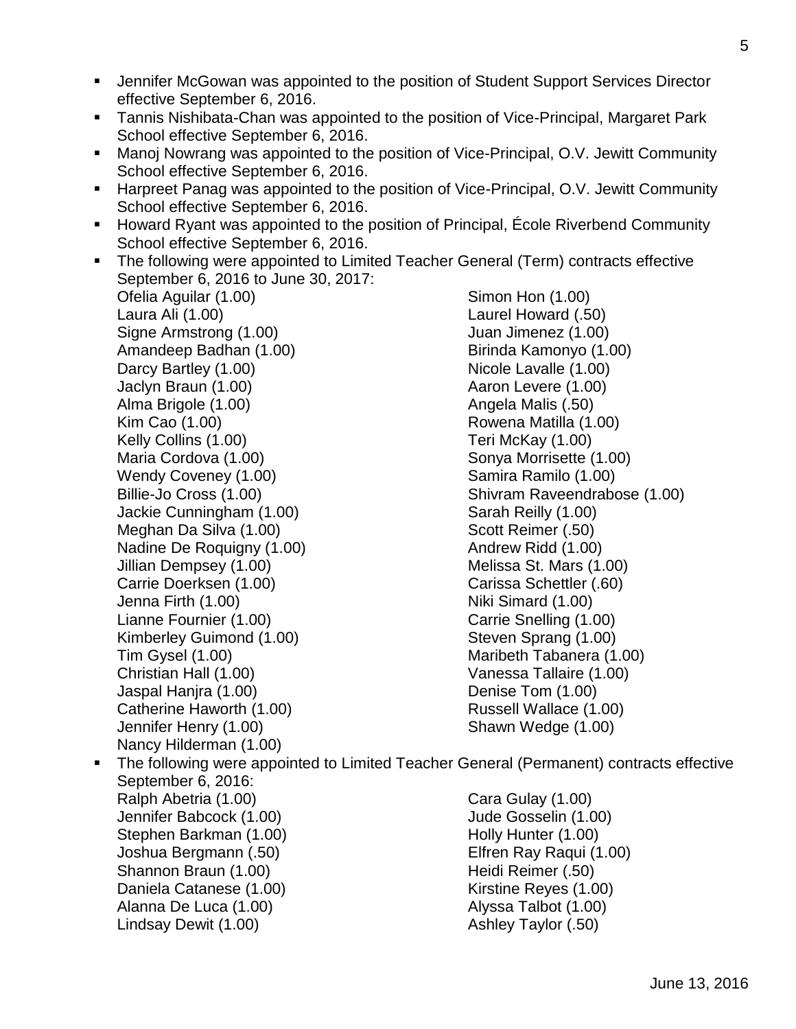- Jennifer McGowan was appointed to the position of Student Support Services Director effective September 6, 2016.
- Tannis Nishibata-Chan was appointed to the position of Vice-Principal, Margaret Park School effective September 6, 2016.
- Manoj Nowrang was appointed to the position of Vice-Principal, O.V. Jewitt Community School effective September 6, 2016.
- Harpreet Panag was appointed to the position of Vice-Principal, O.V. Jewitt Community School effective September 6, 2016.
- Howard Ryant was appointed to the position of Principal, École Riverbend Community School effective September 6, 2016.
- The following were appointed to Limited Teacher General (Term) contracts effective September 6, 2016 to June 30, 2017:

  Ofelia Aguilar (1.00)
  Laura Ali (1.00)
  Signe Armstrong (1.00)
  Amandeep Badhan (1.00)
  Darcy Bartley (1.00)
  Jaclyn Braun (1.00)
  Alma Brigole (1.00)
  Kim Cao (1.00)
  Kelly Collins (1.00)
  Maria Cordova (1.00)
  Wendy Coveney (1.00)
  Billie-Jo Cross (1.00)
  Jackie Cunningham (1.00)
  Meghan Da Silva (1.00)
  Nadine De Roquigny (1.00)
  Jillian Dempsey (1.00)
  Carrie Doerksen (1.00)
  Jenna Firth (1.00)
  Lianne Fournier (1.00)
  Kimberley Guimond (1.00)
  Tim Gysel (1.00)
  Christian Hall (1.00)
  Jaspal Hanjra (1.00)
  Catherine Haworth (1.00)
  Jennifer Henry (1.00)
  Nancy Hilderman (1.00)
  Simon Hon (1.00)
  Laurel Howard (.50)
  Juan Jimenez (1.00)
  Birinda Kamonyo (1.00)
  Nicole Lavalle (1.00)
  Aaron Levere (1.00)
  Angela Malis (.50)
  Rowena Matilla (1.00)
  Teri McKay (1.00)
  Sonya Morrisette (1.00)
  Samira Ramilo (1.00)
  Shivram Raveendrabose (1.00)
  Sarah Reilly (1.00)
  Scott Reimer (.50)
  Andrew Ridd (1.00)
  Melissa St. Mars (1.00)
  Carissa Schettler (.60)
  Niki Simard (1.00)
  Carrie Snelling (1.00)
  Steven Sprang (1.00)
  Maribeth Tabanera (1.00)
  Vanessa Tallaire (1.00)
  Denise Tom (1.00)
  Russell Wallace (1.00)
  Shawn Wedge (1.00)

- The following were appointed to Limited Teacher General (Permanent) contracts effective September 6, 2016:

  Ralph Abetria (1.00)
  Jennifer Babcock (1.00)
  Stephen Barkman (1.00)
  Joshua Bergmann (.50)
  Shannon Braun (1.00)
  Daniela Catanese (1.00)
  Alanna De Luca (1.00)
  Lindsay Dewit (1.00)
  Cara Gulay (1.00)
  Jude Gosselin (1.00)
  Holly Hunter (1.00)
  Elfren Ray Raqui (1.00)
  Heidi Reimer (.50)
  Kirstine Reyes (1.00)
  Alyssa Talbot (1.00)
  Ashley Taylor (.50)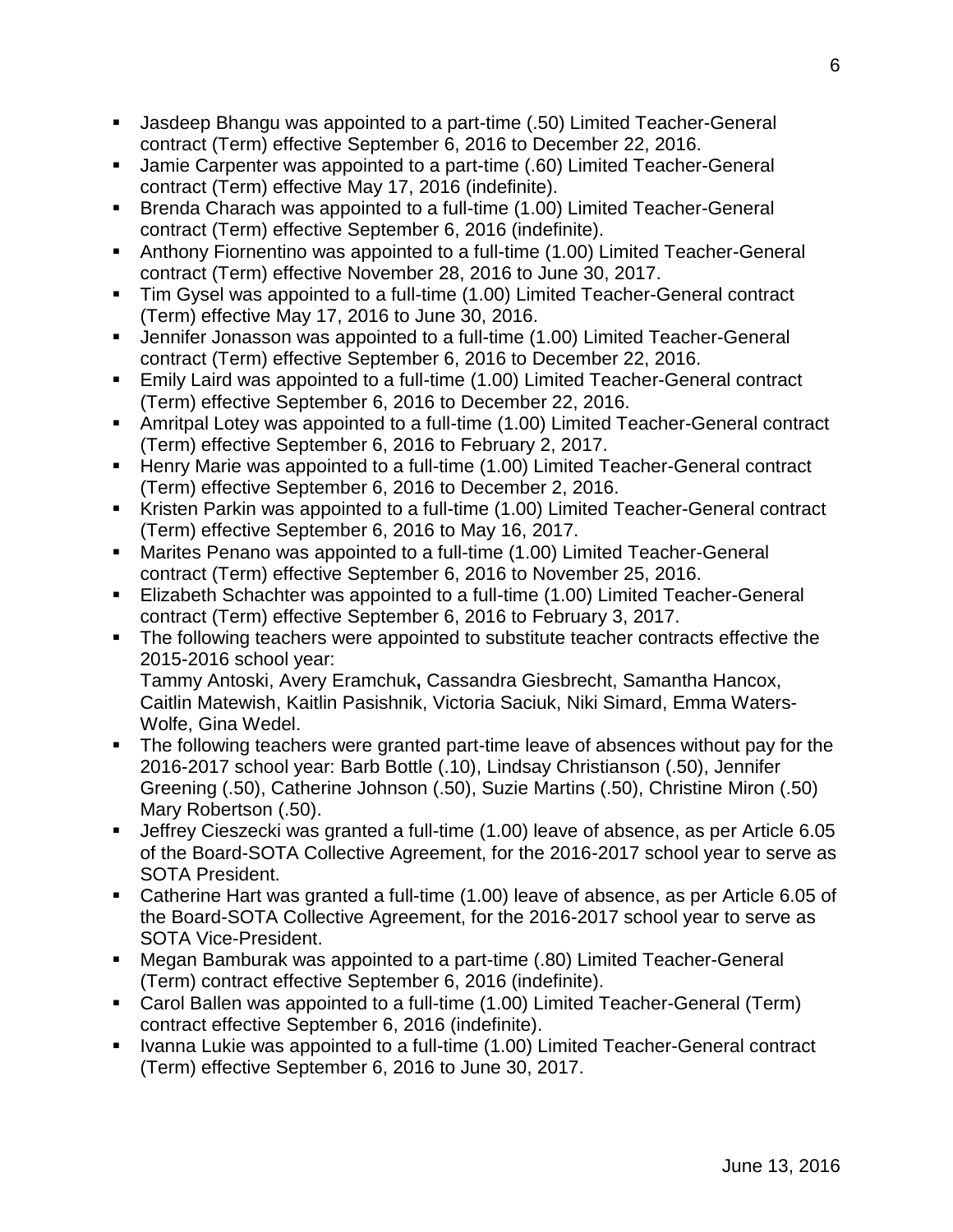- Jasdeep Bhangu was appointed to a part-time (.50) Limited Teacher-General contract (Term) effective September 6, 2016 to December 22, 2016.
- Jamie Carpenter was appointed to a part-time (.60) Limited Teacher-General contract (Term) effective May 17, 2016 (indefinite).
- Brenda Charach was appointed to a full-time (1.00) Limited Teacher-General contract (Term) effective September 6, 2016 (indefinite).
- Anthony Fiornentino was appointed to a full-time (1.00) Limited Teacher-General contract (Term) effective November 28, 2016 to June 30, 2017.
- Tim Gysel was appointed to a full-time (1.00) Limited Teacher-General contract (Term) effective May 17, 2016 to June 30, 2016.
- Jennifer Jonasson was appointed to a full-time (1.00) Limited Teacher-General contract (Term) effective September 6, 2016 to December 22, 2016.
- Emily Laird was appointed to a full-time (1.00) Limited Teacher-General contract (Term) effective September 6, 2016 to December 22, 2016.
- Amritpal Lotey was appointed to a full-time (1.00) Limited Teacher-General contract (Term) effective September 6, 2016 to February 2, 2017.
- Henry Marie was appointed to a full-time (1.00) Limited Teacher-General contract (Term) effective September 6, 2016 to December 2, 2016.
- Kristen Parkin was appointed to a full-time (1.00) Limited Teacher-General contract (Term) effective September 6, 2016 to May 16, 2017.
- Marites Penano was appointed to a full-time (1.00) Limited Teacher-General contract (Term) effective September 6, 2016 to November 25, 2016.
- Elizabeth Schachter was appointed to a full-time (1.00) Limited Teacher-General contract (Term) effective September 6, 2016 to February 3, 2017.
- The following teachers were appointed to substitute teacher contracts effective the 2015-2016 school year:
  Tammy Antoski, Avery Eramchuk**,** Cassandra Giesbrecht, Samantha Hancox, Caitlin Matewish, Kaitlin Pasishnik, Victoria Saciuk, Niki Simard, Emma Waters-Wolfe, Gina Wedel.
- The following teachers were granted part-time leave of absences without pay for the 2016-2017 school year: Barb Bottle (.10), Lindsay Christianson (.50), Jennifer Greening (.50), Catherine Johnson (.50), Suzie Martins (.50), Christine Miron (.50) Mary Robertson (.50).
- Jeffrey Cieszecki was granted a full-time (1.00) leave of absence, as per Article 6.05 of the Board-SOTA Collective Agreement, for the 2016-2017 school year to serve as SOTA President.
- Catherine Hart was granted a full-time (1.00) leave of absence, as per Article 6.05 of the Board-SOTA Collective Agreement, for the 2016-2017 school year to serve as SOTA Vice-President.
- Megan Bamburak was appointed to a part-time (.80) Limited Teacher-General (Term) contract effective September 6, 2016 (indefinite).
- Carol Ballen was appointed to a full-time (1.00) Limited Teacher-General (Term) contract effective September 6, 2016 (indefinite).
- Ivanna Lukie was appointed to a full-time (1.00) Limited Teacher-General contract (Term) effective September 6, 2016 to June 30, 2017.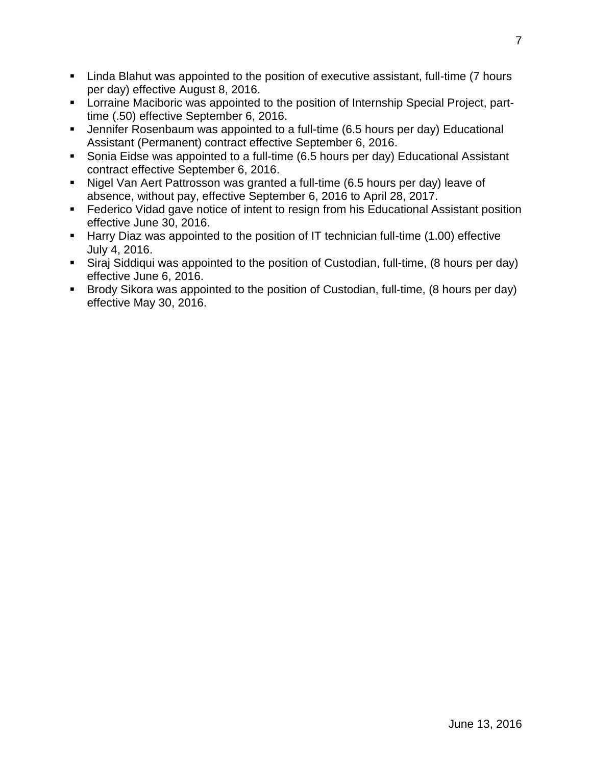- Linda Blahut was appointed to the position of executive assistant, full-time (7 hours per day) effective August 8, 2016.
- Lorraine Maciboric was appointed to the position of Internship Special Project, part-time (.50) effective September 6, 2016.
- Jennifer Rosenbaum was appointed to a full-time (6.5 hours per day) Educational Assistant (Permanent) contract effective September 6, 2016.
- Sonia Eidse was appointed to a full-time (6.5 hours per day) Educational Assistant contract effective September 6, 2016.
- Nigel Van Aert Pattrosson was granted a full-time (6.5 hours per day) leave of absence, without pay, effective September 6, 2016 to April 28, 2017.
- Federico Vidad gave notice of intent to resign from his Educational Assistant position effective June 30, 2016.
- Harry Diaz was appointed to the position of IT technician full-time (1.00) effective July 4, 2016.
- Siraj Siddiqui was appointed to the position of Custodian, full-time, (8 hours per day) effective June 6, 2016.
- Brody Sikora was appointed to the position of Custodian, full-time, (8 hours per day) effective May 30, 2016.